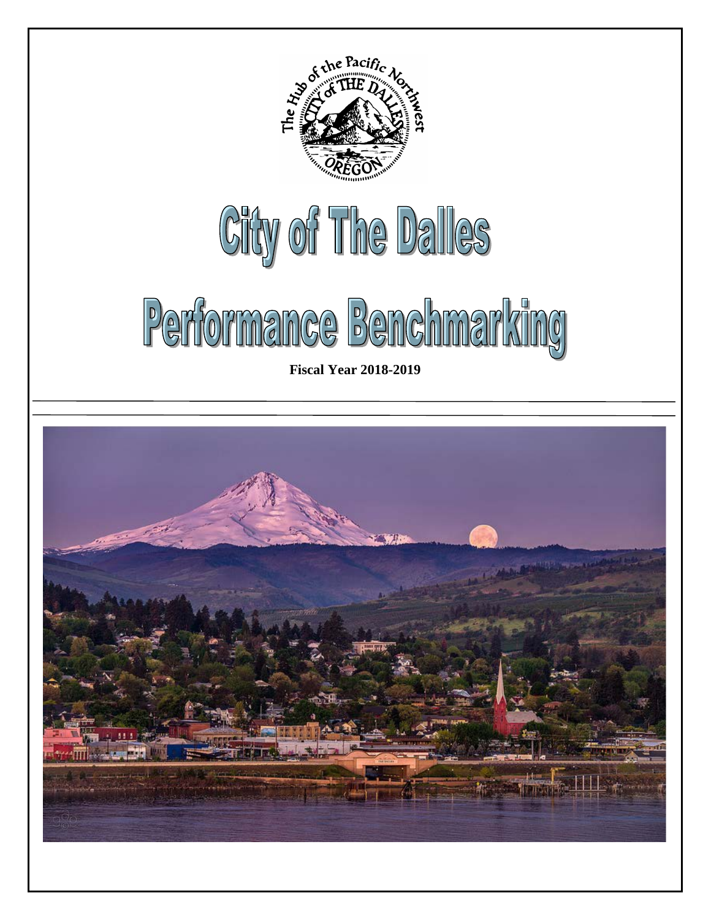# City of The Dalles

# Performance Benchmarking

**Fiscal Year 2018-2019**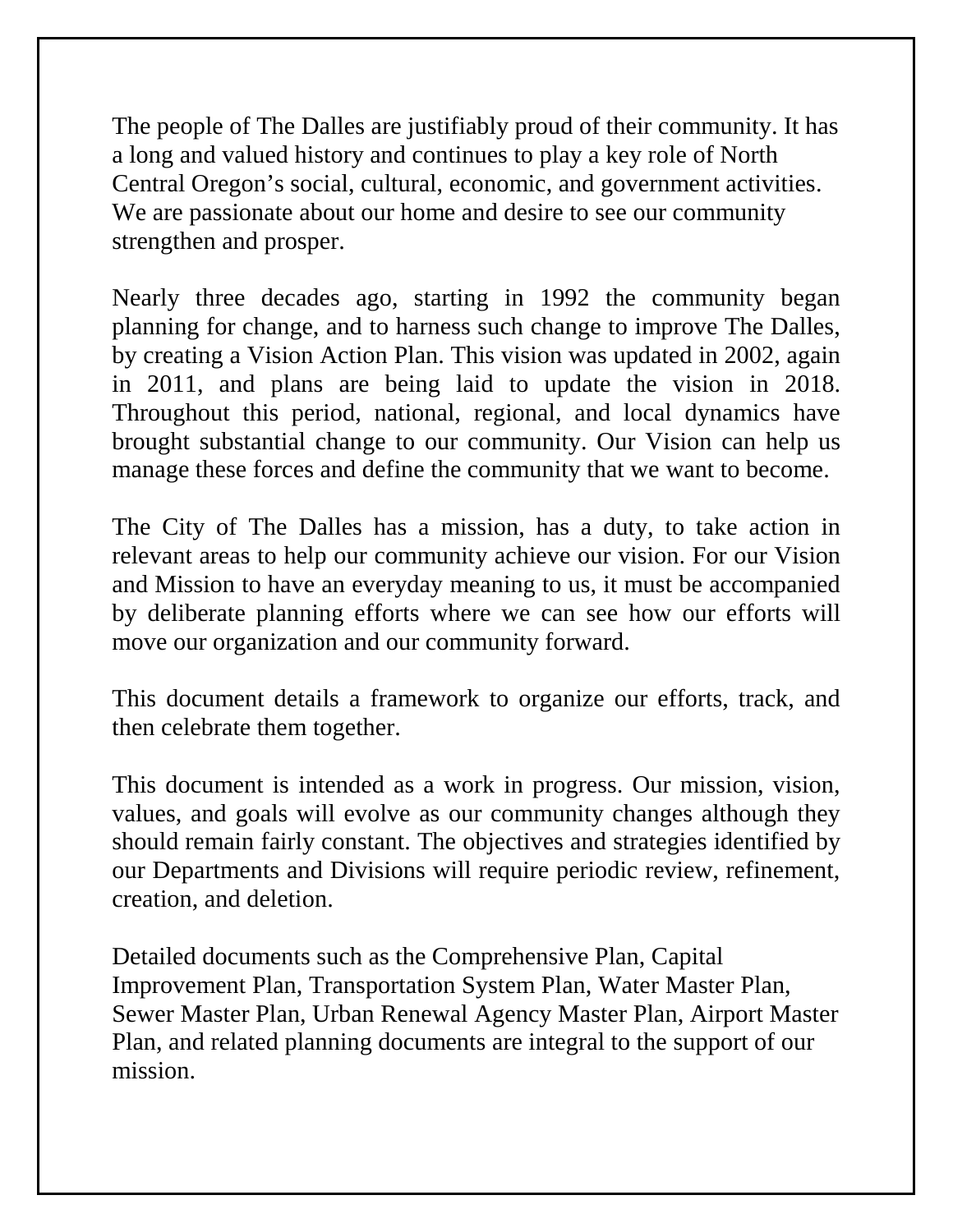The people of The Dalles are justifiably proud of their community. It has a long and valued history and continues to play a key role of North Central Oregon's social, cultural, economic, and government activities. We are passionate about our home and desire to see our community strengthen and prosper.

Nearly three decades ago, starting in 1992 the community began planning for change, and to harness such change to improve The Dalles, by creating a Vision Action Plan. This vision was updated in 2002, again in 2011, and plans are being laid to update the vision in 2018. Throughout this period, national, regional, and local dynamics have brought substantial change to our community. Our Vision can help us manage these forces and define the community that we want to become.

The City of The Dalles has a mission, has a duty, to take action in relevant areas to help our community achieve our vision. For our Vision and Mission to have an everyday meaning to us, it must be accompanied by deliberate planning efforts where we can see how our efforts will move our organization and our community forward.

This document details a framework to organize our efforts, track, and then celebrate them together.

This document is intended as a work in progress. Our mission, vision, values, and goals will evolve as our community changes although they should remain fairly constant. The objectives and strategies identified by our Departments and Divisions will require periodic review, refinement, creation, and deletion.

Detailed documents such as the Comprehensive Plan, Capital Improvement Plan, Transportation System Plan, Water Master Plan, Sewer Master Plan, Urban Renewal Agency Master Plan, Airport Master Plan, and related planning documents are integral to the support of our mission.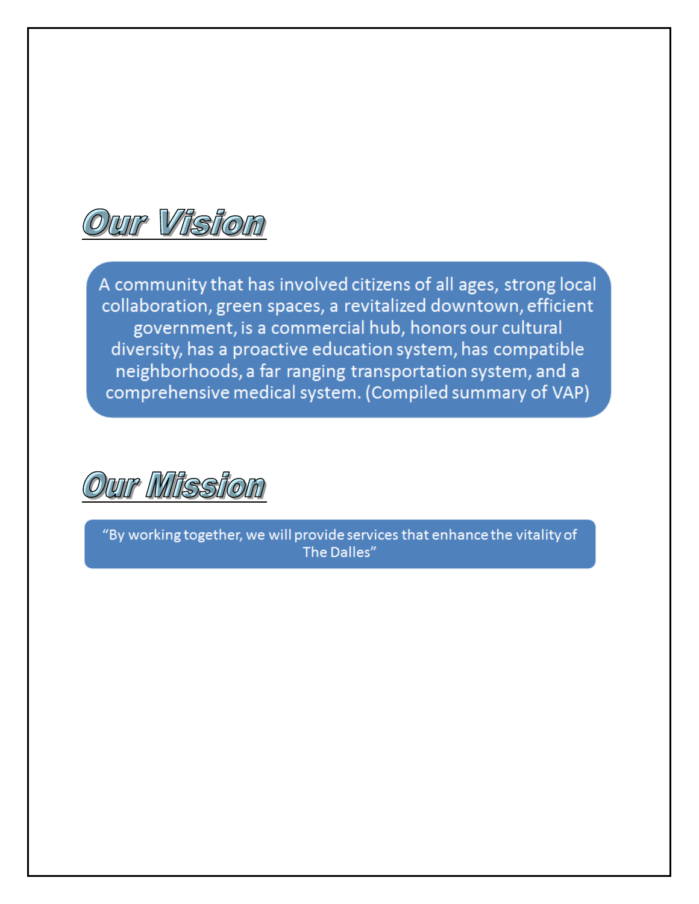## Our Vision

A community that has involved citizens of all ages, strong local collaboration, green spaces, a revitalized downtown, efficient government, is a commercial hub, honors our cultural diversity, has a proactive education system, has compatible neighborhoods, a far ranging transportation system, and a comprehensive medical system. (Compiled summary of VAP)

## Our Mission

"By working together, we will provide services that enhance the vitality of The Dalles"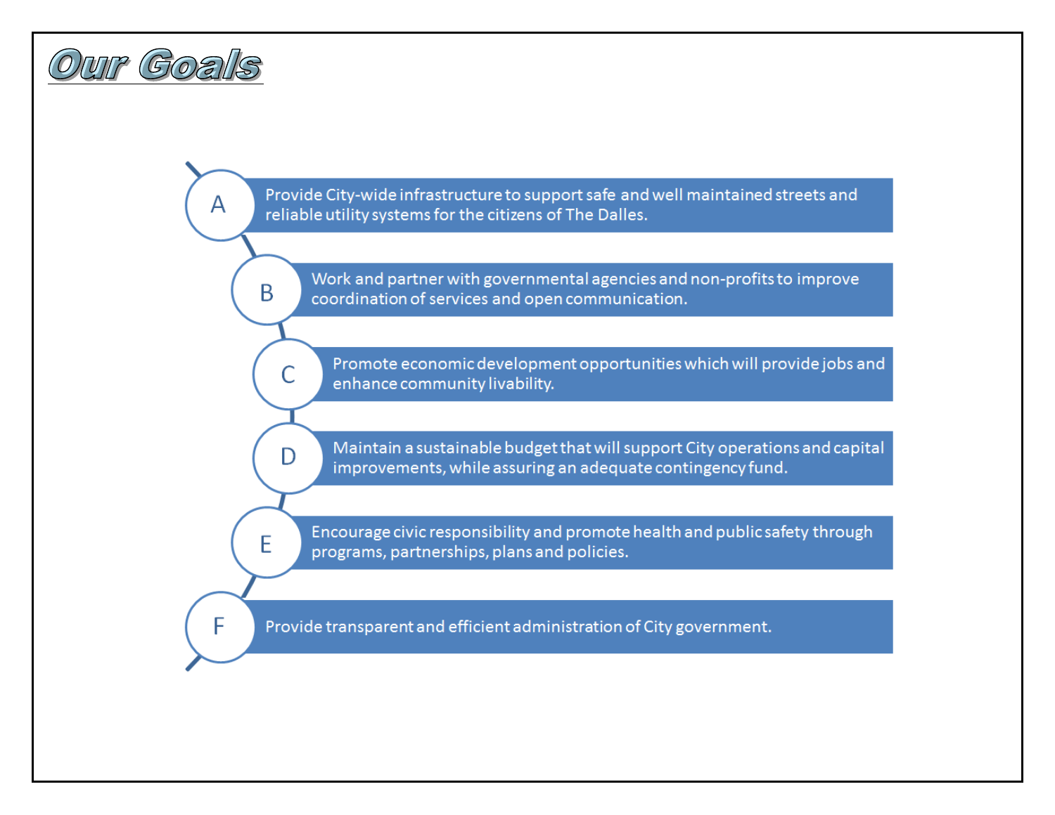# Our Goals

- **A** — Provide City-wide infrastructure to support safe and well maintained streets and reliable utility systems for the citizens of The Dalles.
- **B** — Work and partner with governmental agencies and non-profits to improve coordination of services and open communication.
- **C** — Promote economic development opportunities which will provide jobs and enhance community livability.
- **D** — Maintain a sustainable budget that will support City operations and capital improvements, while assuring an adequate contingency fund.
- **E** — Encourage civic responsibility and promote health and public safety through programs, partnerships, plans and policies.
- **F** — Provide transparent and efficient administration of City government.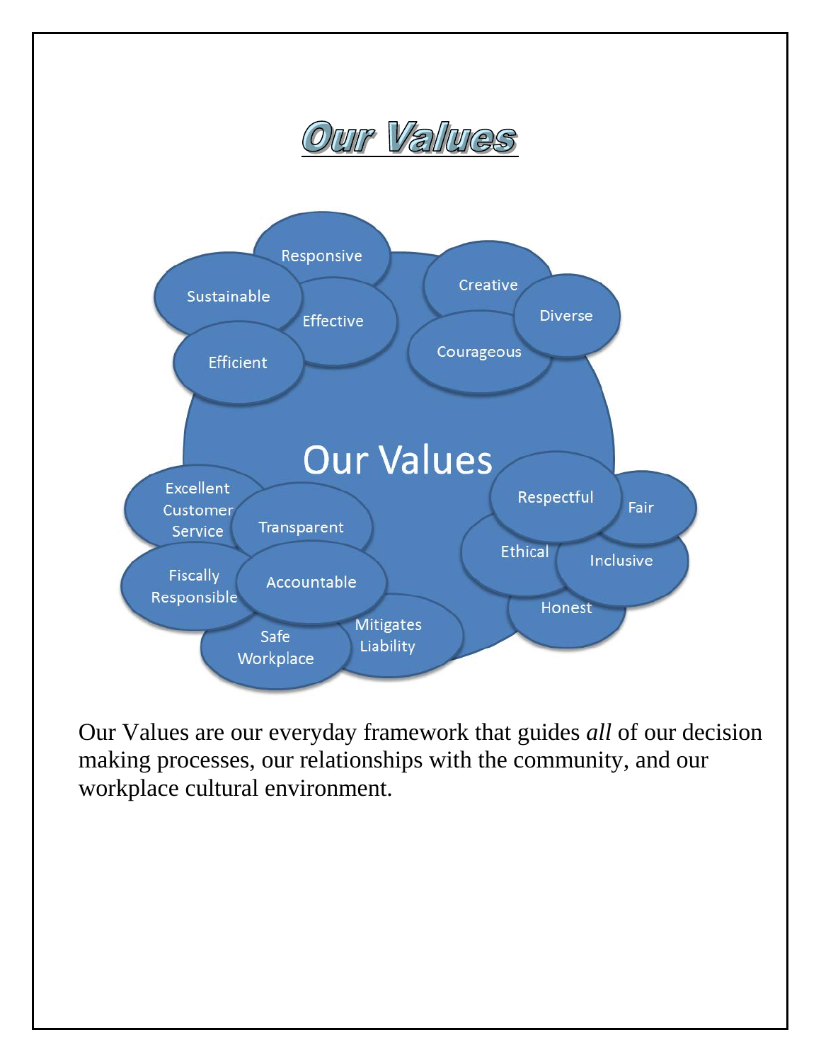# Our Values

Our Values

- Responsive
- Sustainable
- Effective
- Efficient
- Creative
- Diverse
- Courageous
- Excellent Customer Service
- Transparent
- Fiscally Responsible
- Accountable
- Safe Workplace
- Mitigates Liability
- Respectful
- Fair
- Ethical
- Inclusive
- Honest

Our Values are our everyday framework that guides *all* of our decision making processes, our relationships with the community, and our workplace cultural environment.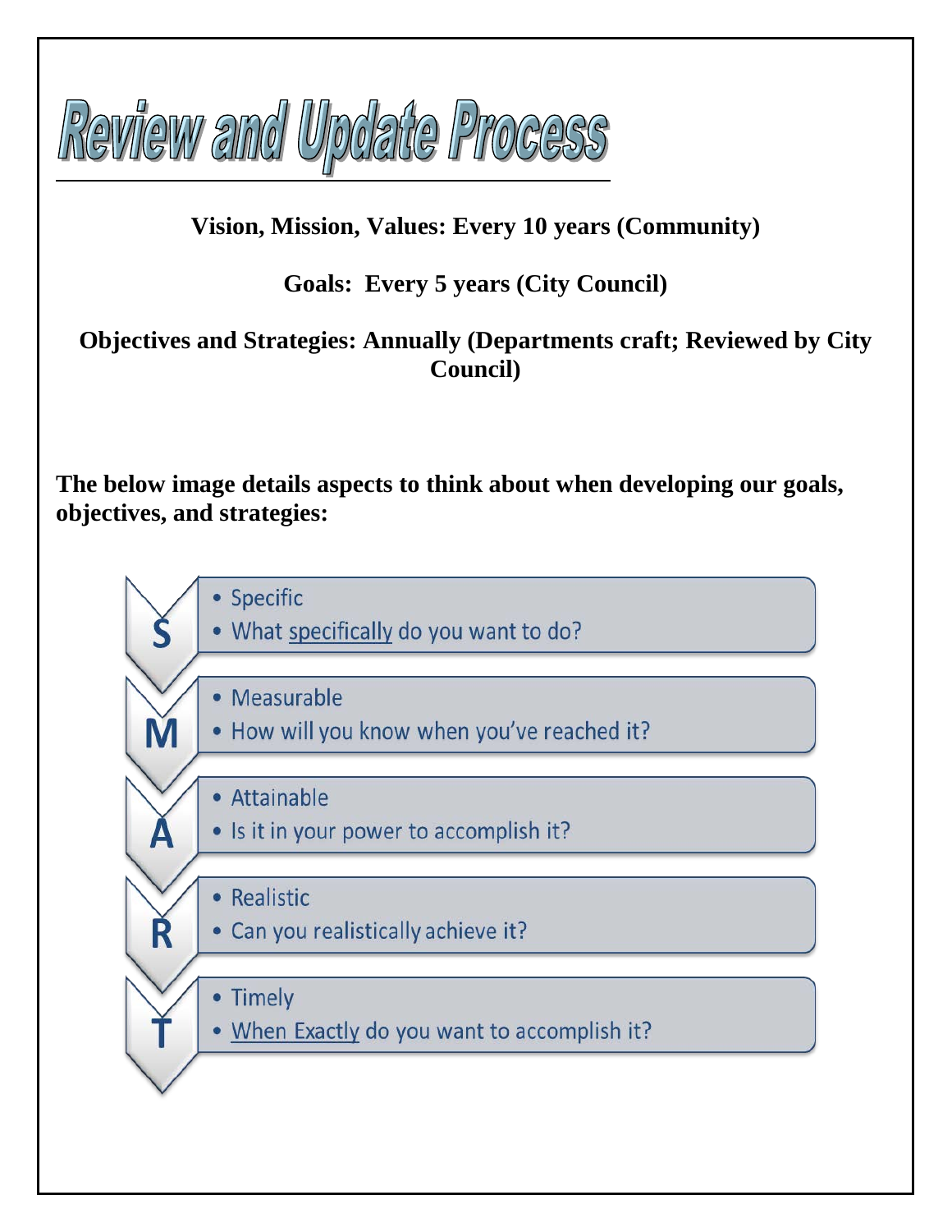# Review and Update Process

**Vision, Mission, Values: Every 10 years (Community)**

**Goals: Every 5 years (City Council)**

**Objectives and Strategies: Annually (Departments craft; Reviewed by City Council)**

**The below image details aspects to think about when developing our goals, objectives, and strategies:**

**S**
- Specific
- What specifically do you want to do?

**M**
- Measurable
- How will you know when you've reached it?

**A**
- Attainable
- Is it in your power to accomplish it?

**R**
- Realistic
- Can you realistically achieve it?

**T**
- Timely
- When Exactly do you want to accomplish it?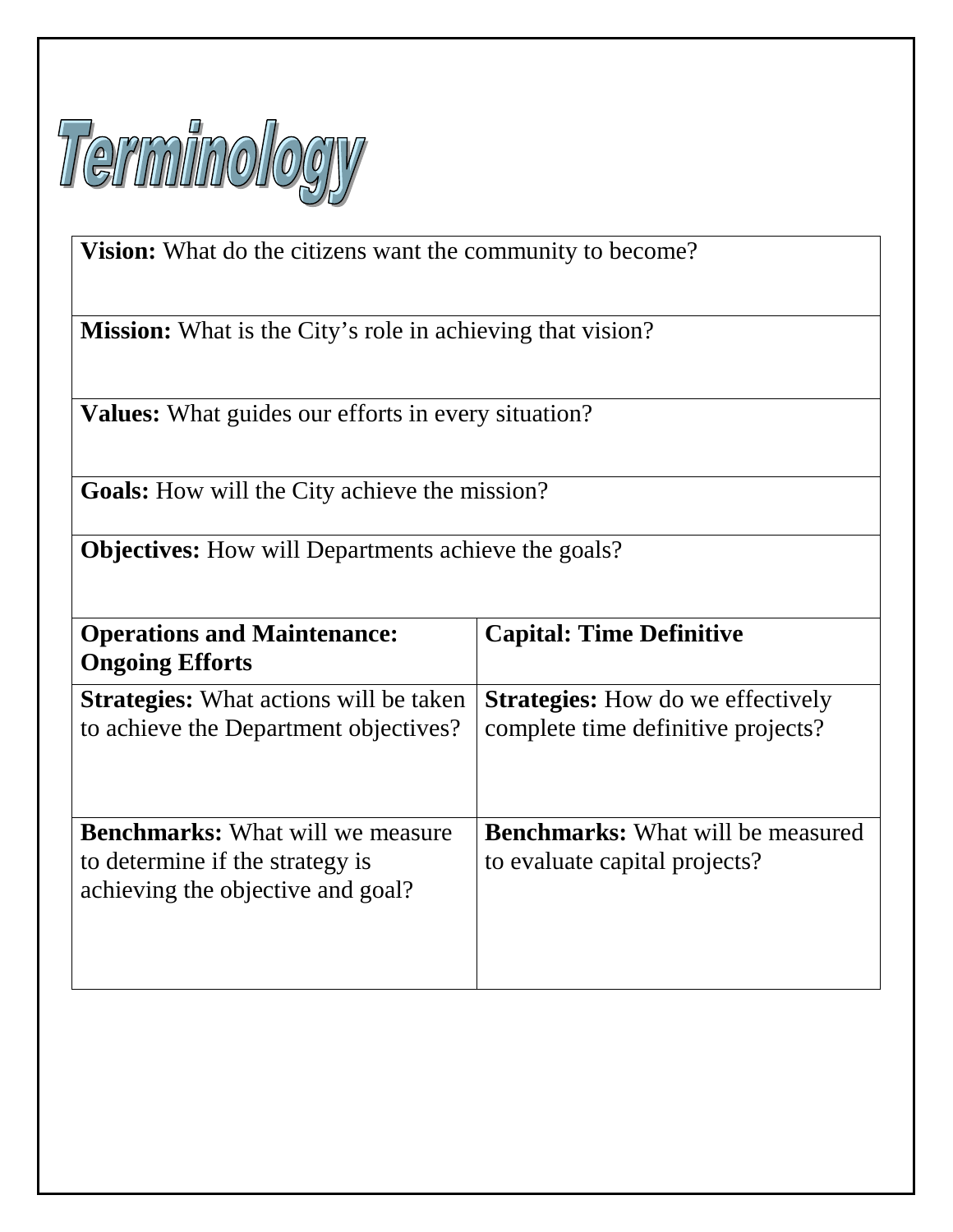# Terminology

| | |
|---|---|
| **Vision:** What do the citizens want the community to become? | |
| **Mission:** What is the City's role in achieving that vision? | |
| **Values:** What guides our efforts in every situation? | |
| **Goals:** How will the City achieve the mission? | |
| **Objectives:** How will Departments achieve the goals? | |
| **Operations and Maintenance: Ongoing Efforts** | **Capital: Time Definitive** |
| **Strategies:** What actions will be taken to achieve the Department objectives? | **Strategies:** How do we effectively complete time definitive projects? |
| **Benchmarks:** What will we measure to determine if the strategy is achieving the objective and goal? | **Benchmarks:** What will be measured to evaluate capital projects? |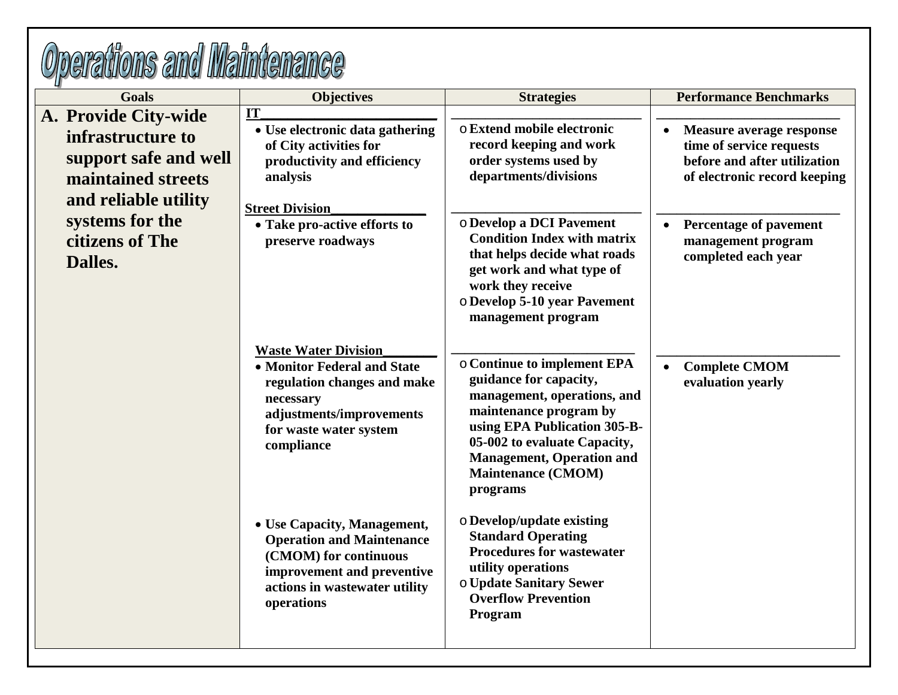# Operations and Maintenance

| Goals | Objectives | Strategies | Performance Benchmarks |
|---|---|---|---|
| **A. Provide City-wide infrastructure to support safe and well maintained streets and reliable utility systems for the citizens of The Dalles.** | **IT**<br>• **Use electronic data gathering of City activities for productivity and efficiency analysis** | o **Extend mobile electronic record keeping and work order systems used by departments/divisions** | • **Measure average response time of service requests before and after utilization of electronic record keeping** |
| | **Street Division**<br>• **Take pro-active efforts to preserve roadways** | o **Develop a DCI Pavement Condition Index with matrix that helps decide what roads get work and what type of work they receive**<br>o **Develop 5-10 year Pavement management program** | • **Percentage of pavement management program completed each year** |
| | **Waste Water Division**<br>• **Monitor Federal and State regulation changes and make necessary adjustments/improvements for waste water system compliance** | o **Continue to implement EPA guidance for capacity, management, operations, and maintenance program by using EPA Publication 305-B-05-002 to evaluate Capacity, Management, Operation and Maintenance (CMOM) programs** | • **Complete CMOM evaluation yearly** |
| | • **Use Capacity, Management, Operation and Maintenance (CMOM) for continuous improvement and preventive actions in wastewater utility operations** | o **Develop/update existing Standard Operating Procedures for wastewater utility operations**<br>o **Update Sanitary Sewer Overflow Prevention Program** | |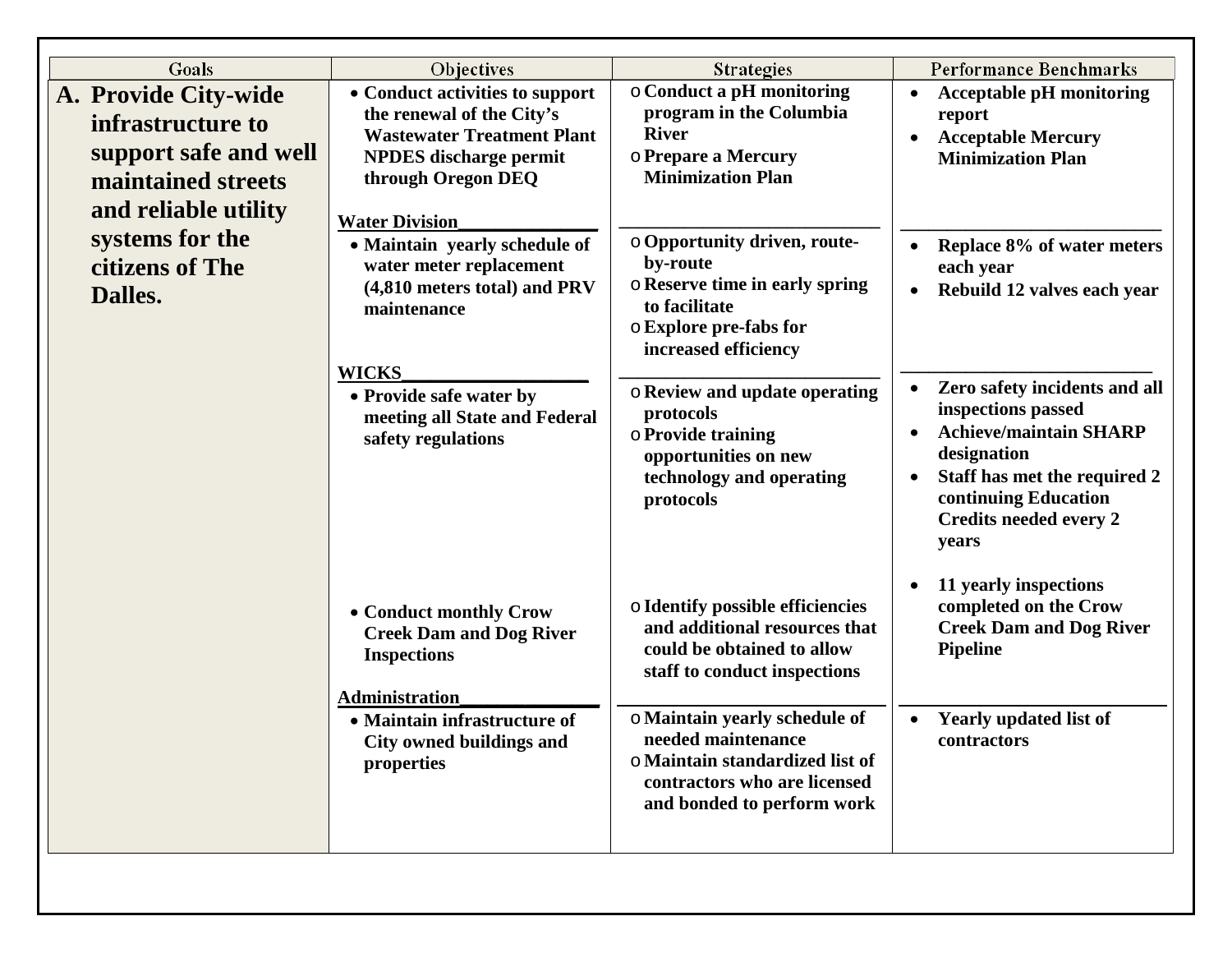| Goals | Objectives | Strategies | Performance Benchmarks |
|---|---|---|---|
| **A. Provide City-wide infrastructure to support safe and well maintained streets and reliable utility systems for the citizens of The Dalles.** | • **Conduct activities to support the renewal of the City's Wastewater Treatment Plant NPDES discharge permit through Oregon DEQ** | o **Conduct a pH monitoring program in the Columbia River**<br>o **Prepare a Mercury Minimization Plan** | • **Acceptable pH monitoring report**<br>• **Acceptable Mercury Minimization Plan** |
| | **Water Division**<br>• **Maintain yearly schedule of water meter replacement (4,810 meters total) and PRV maintenance** | o **Opportunity driven, route-by-route**<br>o **Reserve time in early spring to facilitate**<br>o **Explore pre-fabs for increased efficiency** | • **Replace 8% of water meters each year**<br>• **Rebuild 12 valves each year** |
| | **WICKS**<br>• **Provide safe water by meeting all State and Federal safety regulations** | o **Review and update operating protocols**<br>o **Provide training opportunities on new technology and operating protocols** | • **Zero safety incidents and all inspections passed**<br>• **Achieve/maintain SHARP designation**<br>• **Staff has met the required 2 continuing Education Credits needed every 2 years** |
| | • **Conduct monthly Crow Creek Dam and Dog River Inspections** | o **Identify possible efficiencies and additional resources that could be obtained to allow staff to conduct inspections** | • **11 yearly inspections completed on the Crow Creek Dam and Dog River Pipeline** |
| | **Administration**<br>• **Maintain infrastructure of City owned buildings and properties** | o **Maintain yearly schedule of needed maintenance**<br>o **Maintain standardized list of contractors who are licensed and bonded to perform work** | • **Yearly updated list of contractors** |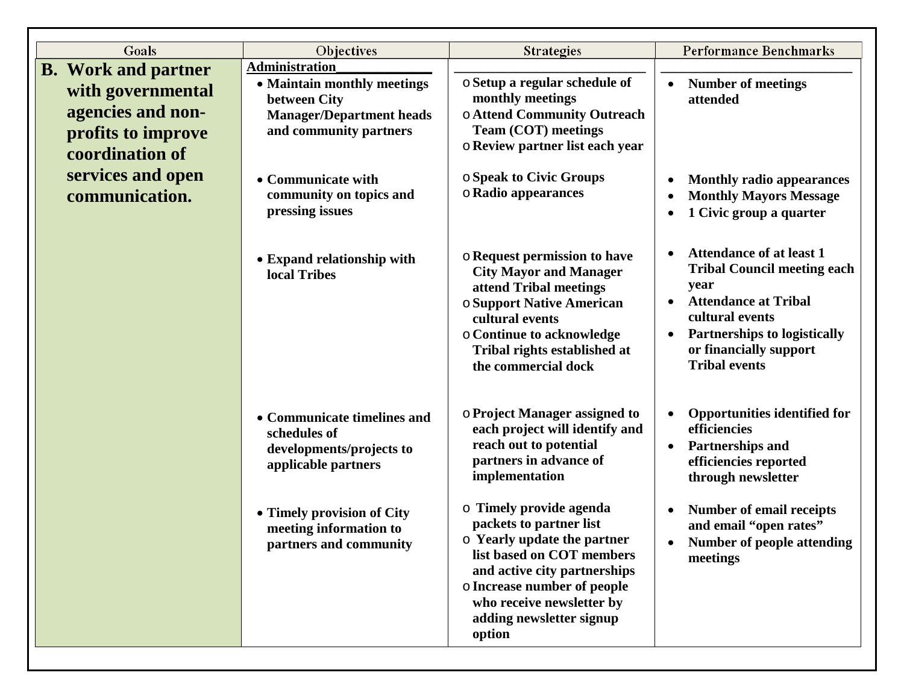| Goals | Objectives | Strategies | Performance Benchmarks |
|---|---|---|---|
| **B. Work and partner with governmental agencies and non-profits to improve coordination of services and open communication.** | **Administration**<br>• **Maintain monthly meetings between City Manager/Department heads and community partners** | o **Setup a regular schedule of monthly meetings**<br>o **Attend Community Outreach Team (COT) meetings**<br>o **Review partner list each year** | • **Number of meetings attended** |
| | • **Communicate with community on topics and pressing issues** | o **Speak to Civic Groups**<br>o **Radio appearances** | • **Monthly radio appearances**<br>• **Monthly Mayors Message**<br>• **1 Civic group a quarter** |
| | • **Expand relationship with local Tribes** | o **Request permission to have City Mayor and Manager attend Tribal meetings**<br>o **Support Native American cultural events**<br>o **Continue to acknowledge Tribal rights established at the commercial dock** | • **Attendance of at least 1 Tribal Council meeting each year**<br>• **Attendance at Tribal cultural events**<br>• **Partnerships to logistically or financially support Tribal events** |
| | • **Communicate timelines and schedules of developments/projects to applicable partners** | o **Project Manager assigned to each project will identify and reach out to potential partners in advance of implementation** | • **Opportunities identified for efficiencies**<br>• **Partnerships and efficiencies reported through newsletter** |
| | • **Timely provision of City meeting information to partners and community** | o **Timely provide agenda packets to partner list**<br>o **Yearly update the partner list based on COT members and active city partnerships**<br>o **Increase number of people who receive newsletter by adding newsletter signup option** | • **Number of email receipts and email "open rates"**<br>• **Number of people attending meetings** |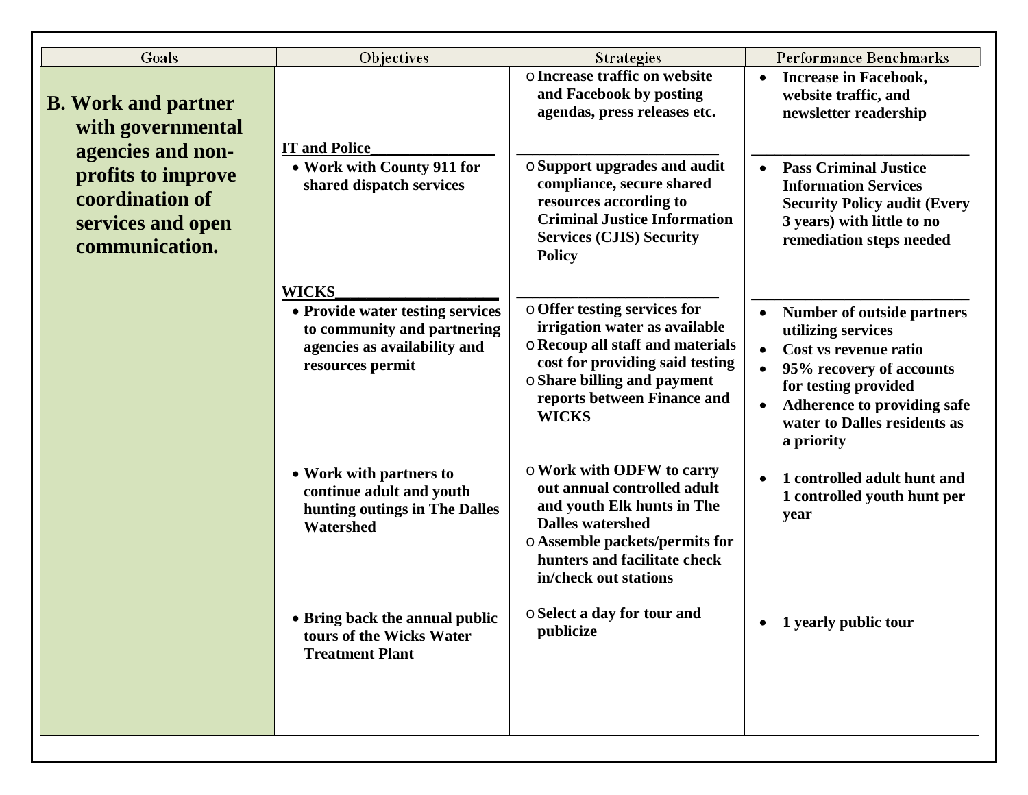| Goals | Objectives | Strategies | Performance Benchmarks |
|---|---|---|---|
| **B. Work and partner with governmental agencies and non-profits to improve coordination of services and open communication.** | | o **Increase traffic on website and Facebook by posting agendas, press releases etc.** | • **Increase in Facebook, website traffic, and newsletter readership** |
| | **IT and Police**<br>• **Work with County 911 for shared dispatch services** | o **Support upgrades and audit compliance, secure shared resources according to Criminal Justice Information Services (CJIS) Security Policy** | • **Pass Criminal Justice Information Services Security Policy audit (Every 3 years) with little to no remediation steps needed** |
| | **WICKS**<br>• **Provide water testing services to community and partnering agencies as availability and resources permit** | o **Offer testing services for irrigation water as available**<br>o **Recoup all staff and materials cost for providing said testing**<br>o **Share billing and payment reports between Finance and WICKS** | • **Number of outside partners utilizing services**<br>• **Cost vs revenue ratio**<br>• **95% recovery of accounts for testing provided**<br>• **Adherence to providing safe water to Dalles residents as a priority** |
| | • **Work with partners to continue adult and youth hunting outings in The Dalles Watershed** | o **Work with ODFW to carry out annual controlled adult and youth Elk hunts in The Dalles watershed**<br>o **Assemble packets/permits for hunters and facilitate check in/check out stations** | • **1 controlled adult hunt and 1 controlled youth hunt per year** |
| | • **Bring back the annual public tours of the Wicks Water Treatment Plant** | o **Select a day for tour and publicize** | • **1 yearly public tour** |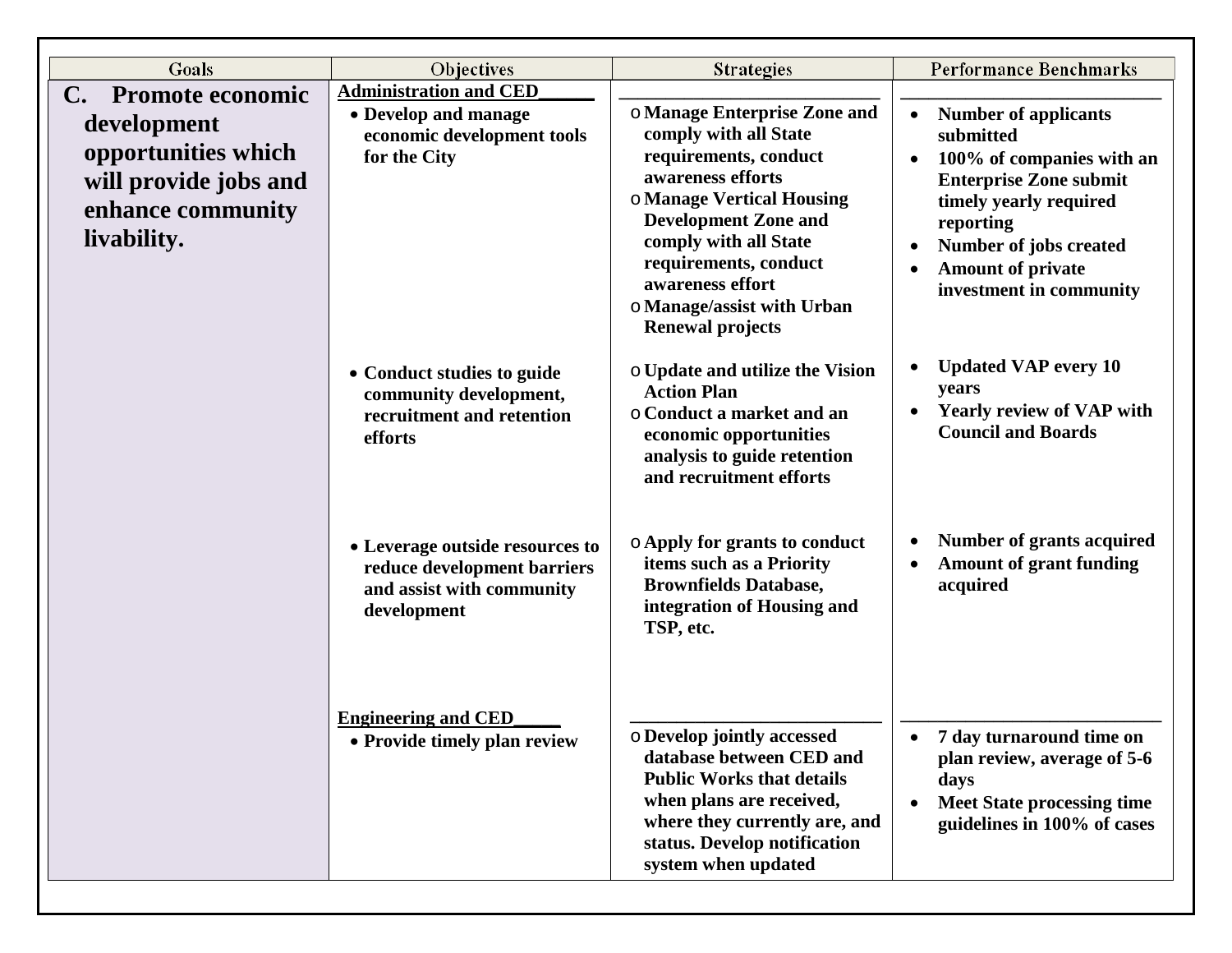| Goals | Objectives | Strategies | Performance Benchmarks |
|---|---|---|---|
| **C. Promote economic development opportunities which will provide jobs and enhance community livability.** | **Administration and CED** | | |
| | • **Develop and manage economic development tools for the City** | o **Manage Enterprise Zone and comply with all State requirements, conduct awareness efforts**<br>o **Manage Vertical Housing Development Zone and comply with all State requirements, conduct awareness effort**<br>o **Manage/assist with Urban Renewal projects** | • **Number of applicants submitted**<br>• **100% of companies with an Enterprise Zone submit timely yearly required reporting**<br>• **Number of jobs created**<br>• **Amount of private investment in community** |
| | • **Conduct studies to guide community development, recruitment and retention efforts** | o **Update and utilize the Vision Action Plan**<br>o **Conduct a market and an economic opportunities analysis to guide retention and recruitment efforts** | • **Updated VAP every 10 years**<br>• **Yearly review of VAP with Council and Boards** |
| | • **Leverage outside resources to reduce development barriers and assist with community development** | o **Apply for grants to conduct items such as a Priority Brownfields Database, integration of Housing and TSP, etc.** | • **Number of grants acquired**<br>• **Amount of grant funding acquired** |
| | **Engineering and CED** | | |
| | • **Provide timely plan review** | o **Develop jointly accessed database between CED and Public Works that details when plans are received, where they currently are, and status. Develop notification system when updated** | • **7 day turnaround time on plan review, average of 5-6 days**<br>• **Meet State processing time guidelines in 100% of cases** |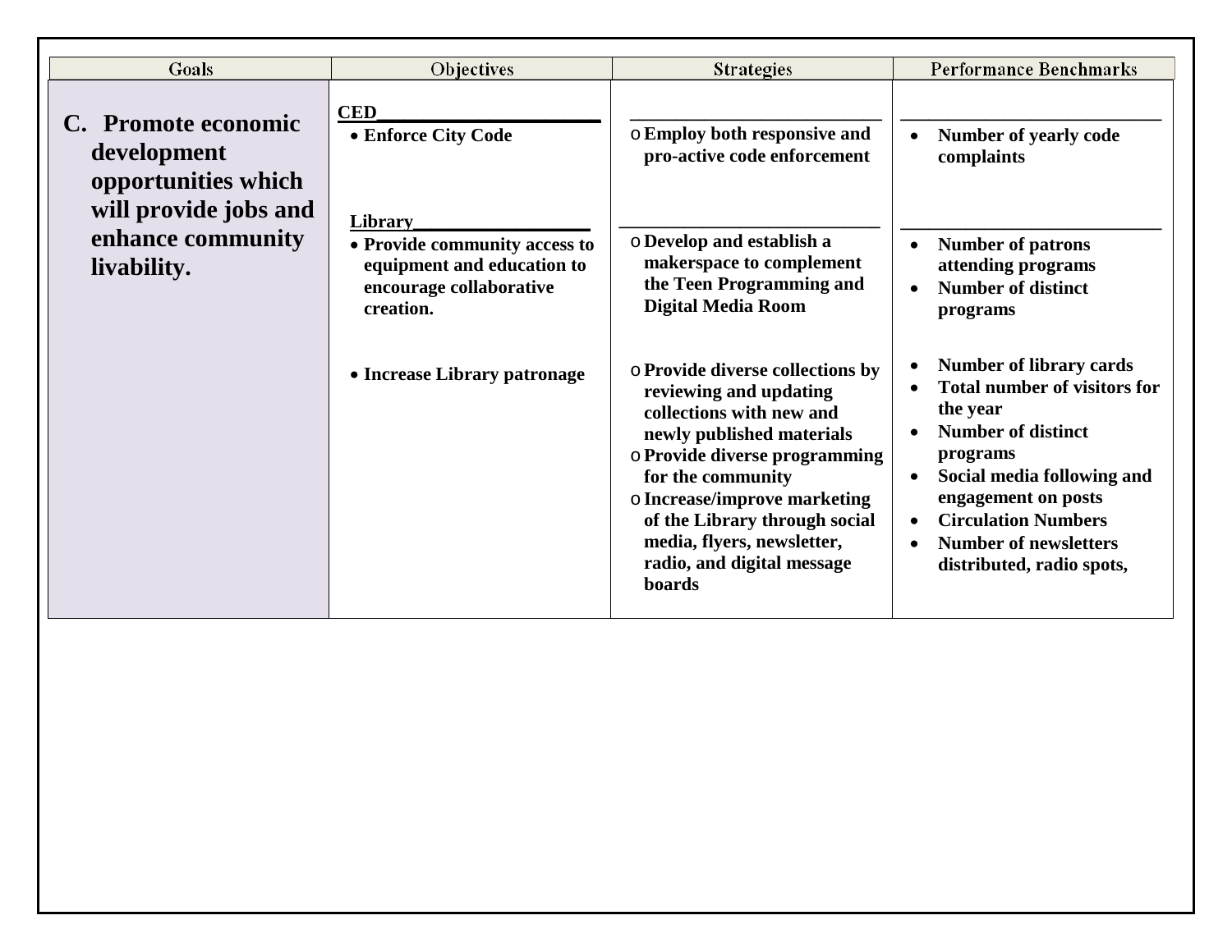| Goals | Objectives | Strategies | Performance Benchmarks |
|---|---|---|---|
| **C. Promote economic development opportunities which will provide jobs and enhance community livability.** | **CED**<br>• **Enforce City Code** | o **Employ both responsive and pro-active code enforcement** | • **Number of yearly code complaints** |
| | **Library**<br>• **Provide community access to equipment and education to encourage collaborative creation.** | o **Develop and establish a makerspace to complement the Teen Programming and Digital Media Room** | • **Number of patrons attending programs**<br>• **Number of distinct programs** |
| | • **Increase Library patronage** | o **Provide diverse collections by reviewing and updating collections with new and newly published materials**<br>o **Provide diverse programming for the community**<br>o **Increase/improve marketing of the Library through social media, flyers, newsletter, radio, and digital message boards** | • **Number of library cards**<br>• **Total number of visitors for the year**<br>• **Number of distinct programs**<br>• **Social media following and engagement on posts**<br>• **Circulation Numbers**<br>• **Number of newsletters distributed, radio spots,** |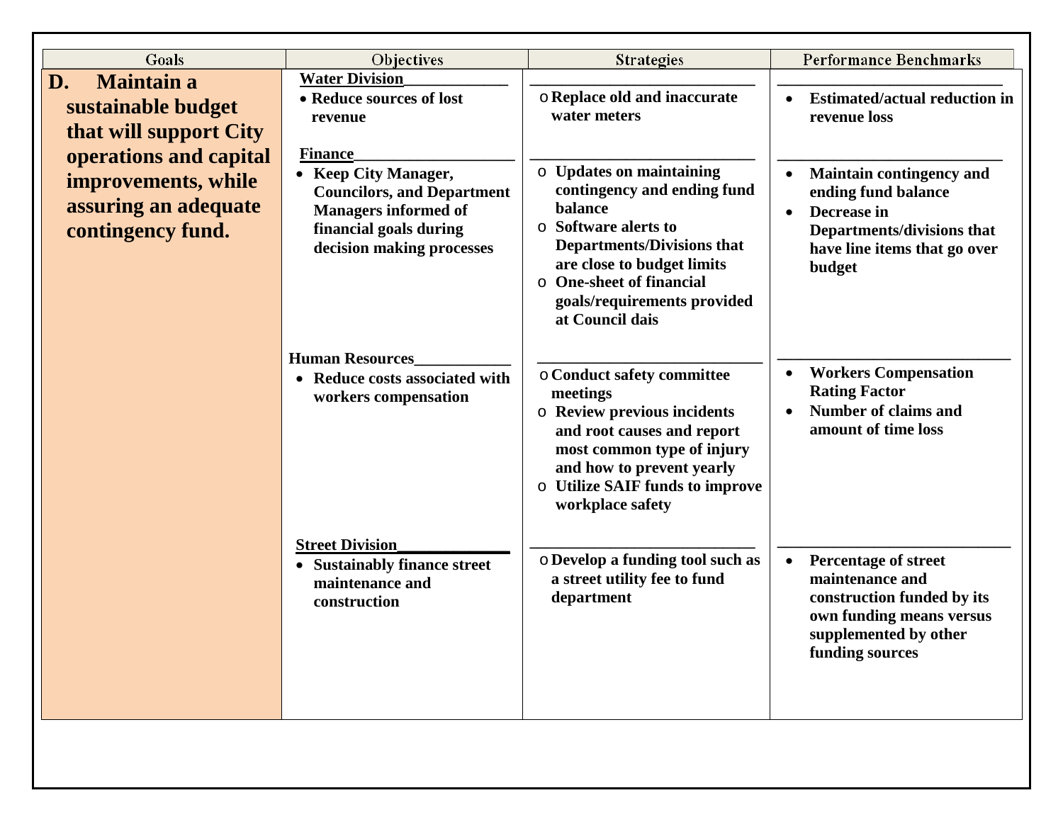| Goals | Objectives | Strategies | Performance Benchmarks |
|---|---|---|---|
| **D. Maintain a sustainable budget that will support City operations and capital improvements, while assuring an adequate contingency fund.** | **Water Division**<br>• **Reduce sources of lost revenue** | o **Replace old and inaccurate water meters** | • **Estimated/actual reduction in revenue loss** |
| | **Finance**<br>• **Keep City Manager, Councilors, and Department Managers informed of financial goals during decision making processes** | o **Updates on maintaining contingency and ending fund balance**<br>o **Software alerts to Departments/Divisions that are close to budget limits**<br>o **One-sheet of financial goals/requirements provided at Council dais** | • **Maintain contingency and ending fund balance**<br>• **Decrease in Departments/divisions that have line items that go over budget** |
| | **Human Resources**<br>• **Reduce costs associated with workers compensation** | o **Conduct safety committee meetings**<br>o **Review previous incidents and root causes and report most common type of injury and how to prevent yearly**<br>o **Utilize SAIF funds to improve workplace safety** | • **Workers Compensation Rating Factor**<br>• **Number of claims and amount of time loss** |
| | **Street Division**<br>• **Sustainably finance street maintenance and construction** | o **Develop a funding tool such as a street utility fee to fund department** | • **Percentage of street maintenance and construction funded by its own funding means versus supplemented by other funding sources** |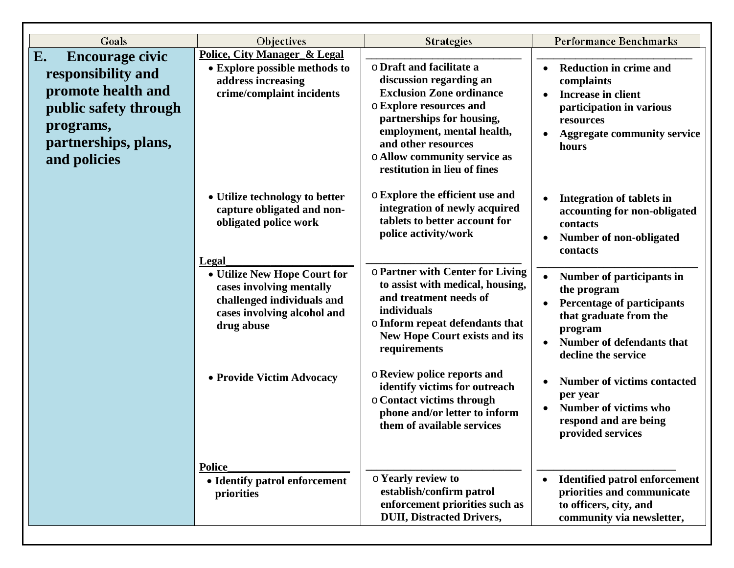| Goals | Objectives | Strategies | Performance Benchmarks |
|---|---|---|---|
| **E. Encourage civic responsibility and promote health and public safety through programs, partnerships, plans, and policies** | **Police, City Manager_& Legal**<br>• **Explore possible methods to address increasing crime/complaint incidents** | o **Draft and facilitate a discussion regarding an Exclusion Zone ordinance**<br>o **Explore resources and partnerships for housing, employment, mental health, and other resources**<br>o **Allow community service as restitution in lieu of fines** | • **Reduction in crime and complaints**<br>• **Increase in client participation in various resources**<br>• **Aggregate community service hours** |
| | • **Utilize technology to better capture obligated and non-obligated police work** | o **Explore the efficient use and integration of newly acquired tablets to better account for police activity/work** | • **Integration of tablets in accounting for non-obligated contacts**<br>• **Number of non-obligated contacts** |
| | **Legal**<br>• **Utilize New Hope Court for cases involving mentally challenged individuals and cases involving alcohol and drug abuse** | o **Partner with Center for Living to assist with medical, housing, and treatment needs of individuals**<br>o **Inform repeat defendants that New Hope Court exists and its requirements** | • **Number of participants in the program**<br>• **Percentage of participants that graduate from the program**<br>• **Number of defendants that decline the service** |
| | • **Provide Victim Advocacy** | o **Review police reports and identify victims for outreach**<br>o **Contact victims through phone and/or letter to inform them of available services** | • **Number of victims contacted per year**<br>• **Number of victims who respond and are being provided services** |
| | **Police**<br>• **Identify patrol enforcement priorities** | o **Yearly review to establish/confirm patrol enforcement priorities such as DUII, Distracted Drivers,** | • **Identified patrol enforcement priorities and communicate to officers, city, and community via newsletter,** |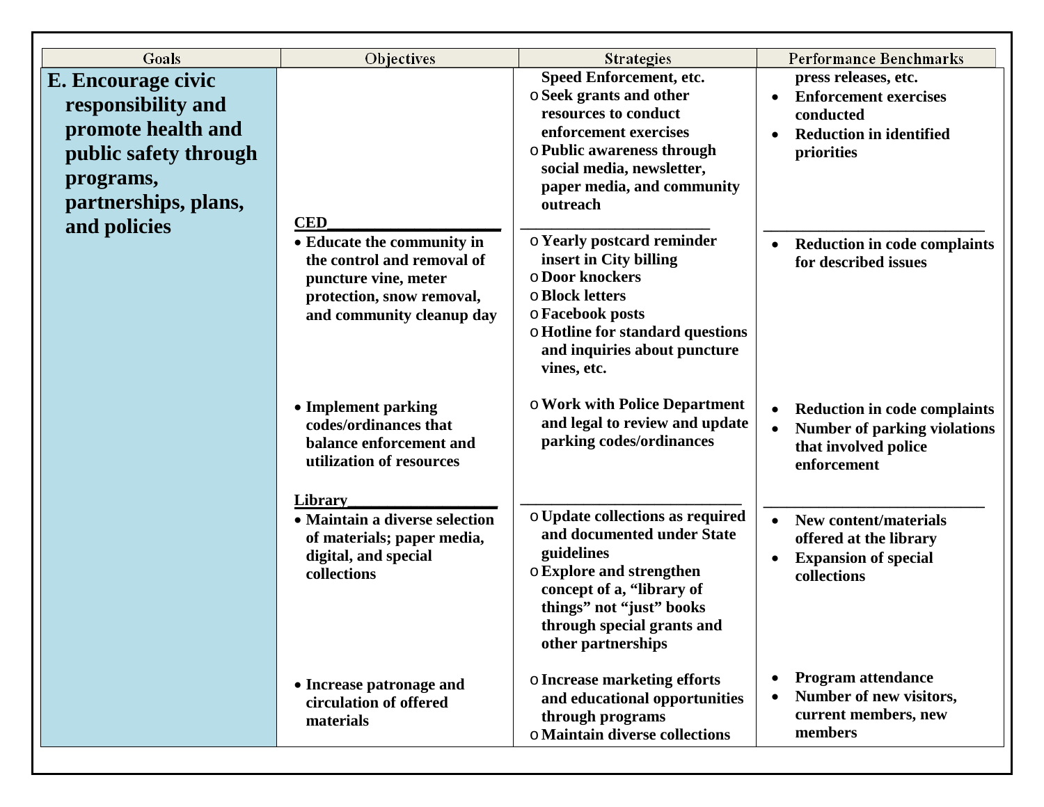| Goals | Objectives | Strategies | Performance Benchmarks |
| --- | --- | --- | --- |
| **E. Encourage civic responsibility and promote health and public safety through programs, partnerships, plans, and policies** | | **Speed Enforcement, etc.**<br>o **Seek grants and other resources to conduct enforcement exercises**<br>o **Public awareness through social media, newsletter, paper media, and community outreach** | **press releases, etc.**<br>• **Enforcement exercises conducted**<br>• **Reduction in identified priorities** |
| | **CED**<br>• **Educate the community in the control and removal of puncture vine, meter protection, snow removal, and community cleanup day** | o **Yearly postcard reminder insert in City billing**<br>o **Door knockers**<br>o **Block letters**<br>o **Facebook posts**<br>o **Hotline for standard questions and inquiries about puncture vines, etc.** | • **Reduction in code complaints for described issues** |
| | • **Implement parking codes/ordinances that balance enforcement and utilization of resources** | o **Work with Police Department and legal to review and update parking codes/ordinances** | • **Reduction in code complaints**<br>• **Number of parking violations that involved police enforcement** |
| | **Library**<br>• **Maintain a diverse selection of materials; paper media, digital, and special collections** | o **Update collections as required and documented under State guidelines**<br>o **Explore and strengthen concept of a, "library of things" not "just" books through special grants and other partnerships** | • **New content/materials offered at the library**<br>• **Expansion of special collections** |
| | • **Increase patronage and circulation of offered materials** | o **Increase marketing efforts and educational opportunities through programs**<br>o **Maintain diverse collections** | • **Program attendance**<br>• **Number of new visitors, current members, new members** |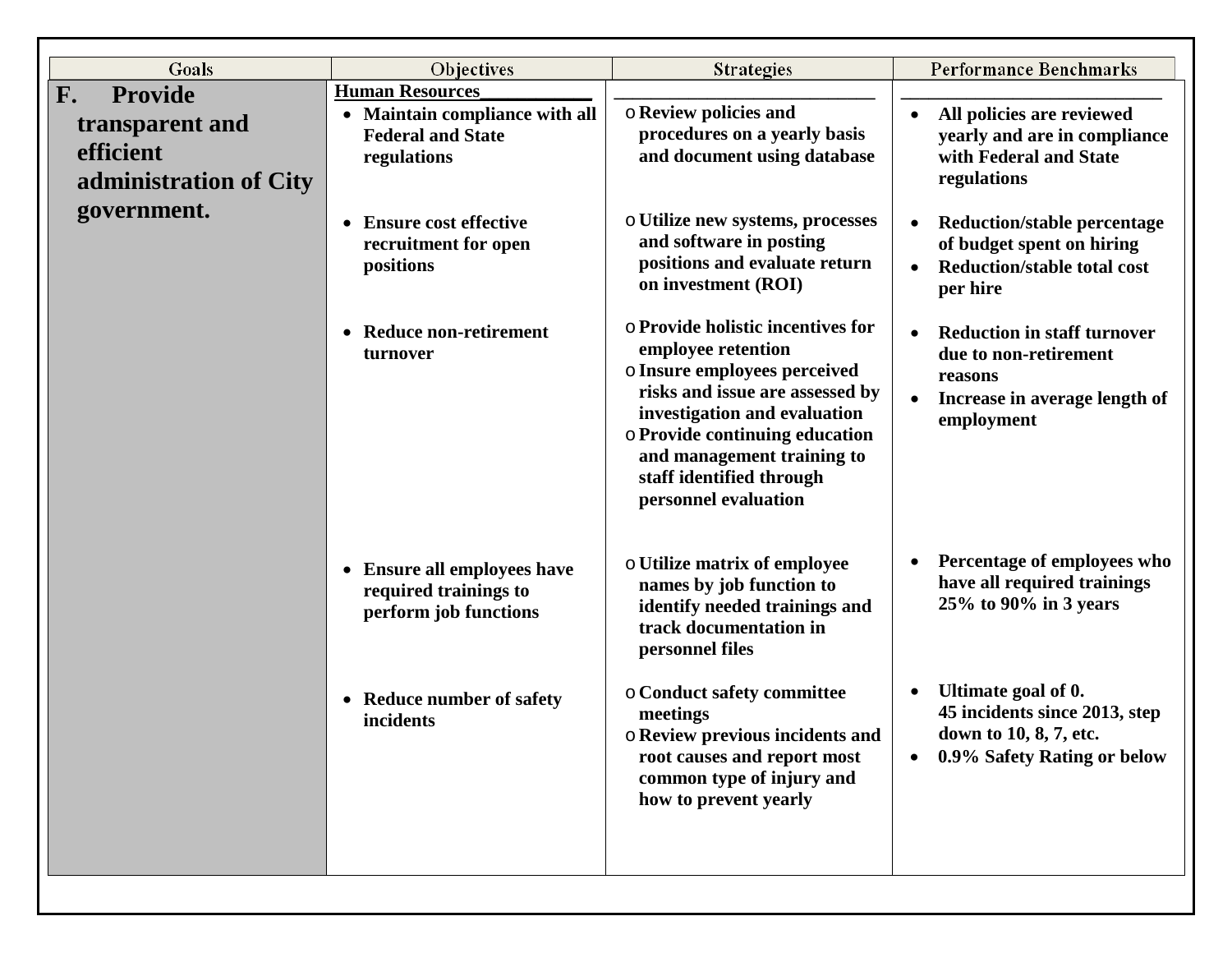| Goals | Objectives | Strategies | Performance Benchmarks |
|---|---|---|---|
| **F. Provide transparent and efficient administration of City government.** | **Human Resources**<br>• **Maintain compliance with all Federal and State regulations** | o **Review policies and procedures on a yearly basis and document using database** | • **All policies are reviewed yearly and are in compliance with Federal and State regulations** |
| | • **Ensure cost effective recruitment for open positions** | o **Utilize new systems, processes and software in posting positions and evaluate return on investment (ROI)** | • **Reduction/stable percentage of budget spent on hiring**<br>• **Reduction/stable total cost per hire** |
| | • **Reduce non-retirement turnover** | o **Provide holistic incentives for employee retention**<br>o **Insure employees perceived risks and issue are assessed by investigation and evaluation**<br>o **Provide continuing education and management training to staff identified through personnel evaluation** | • **Reduction in staff turnover due to non-retirement reasons**<br>• **Increase in average length of employment** |
| | • **Ensure all employees have required trainings to perform job functions** | o **Utilize matrix of employee names by job function to identify needed trainings and track documentation in personnel files** | • **Percentage of employees who have all required trainings 25% to 90% in 3 years** |
| | • **Reduce number of safety incidents** | o **Conduct safety committee meetings**<br>o **Review previous incidents and root causes and report most common type of injury and how to prevent yearly** | • **Ultimate goal of 0. 45 incidents since 2013, step down to 10, 8, 7, etc.**<br>• **0.9% Safety Rating or below** |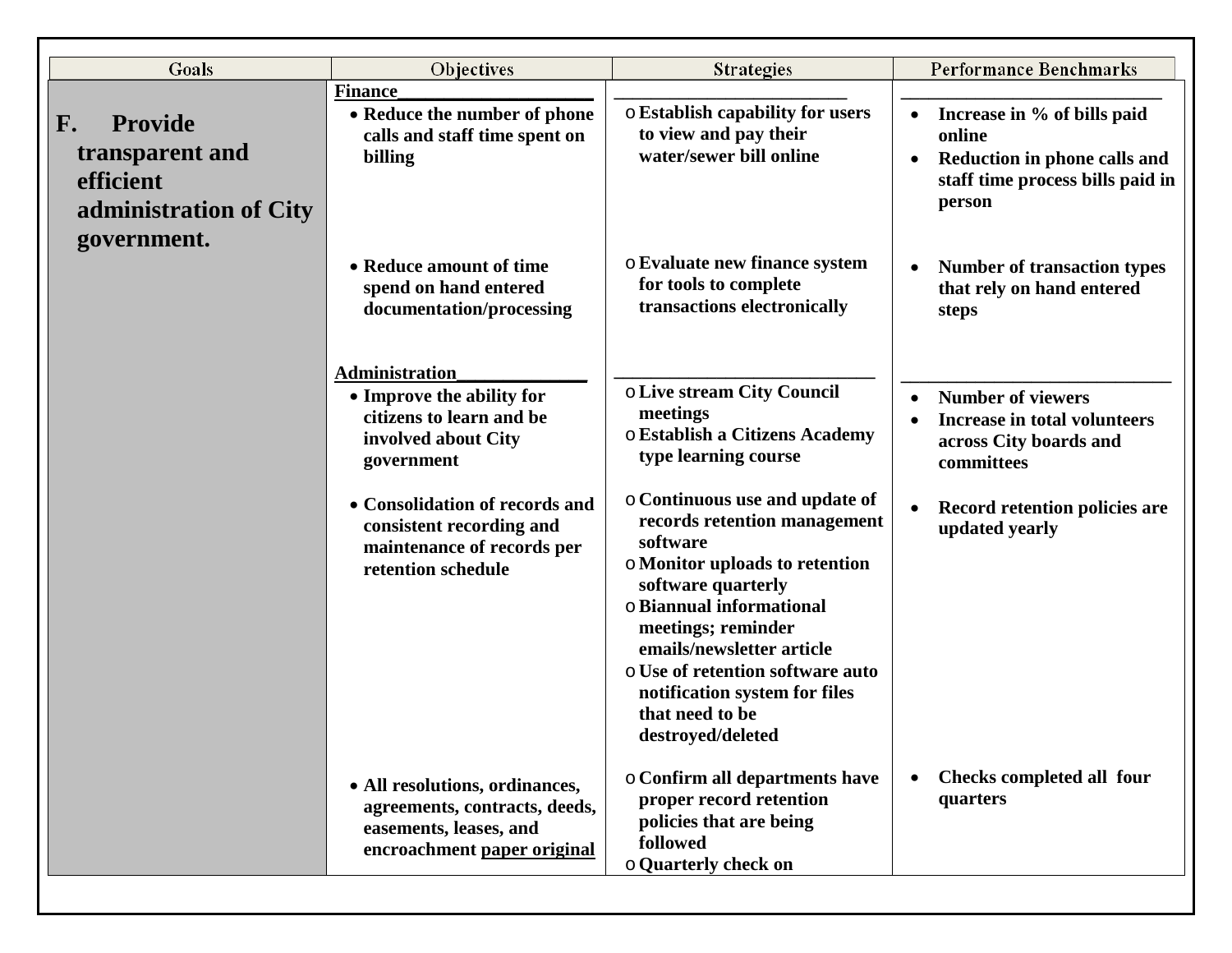| Goals | Objectives | Strategies | Performance Benchmarks |
|---|---|---|---|
| **F. Provide transparent and efficient administration of City government.** | **Finance** | | |
| | • **Reduce the number of phone calls and staff time spent on billing** | o **Establish capability for users to view and pay their water/sewer bill online** | • **Increase in % of bills paid online**<br>• **Reduction in phone calls and staff time process bills paid in person** |
| | • **Reduce amount of time spend on hand entered documentation/processing** | o **Evaluate new finance system for tools to complete transactions electronically** | • **Number of transaction types that rely on hand entered steps** |
| | **Administration** | | |
| | • **Improve the ability for citizens to learn and be involved about City government** | o **Live stream City Council meetings**<br>o **Establish a Citizens Academy type learning course** | • **Number of viewers**<br>• **Increase in total volunteers across City boards and committees** |
| | • **Consolidation of records and consistent recording and maintenance of records per retention schedule** | o **Continuous use and update of records retention management software**<br>o **Monitor uploads to retention software quarterly**<br>o **Biannual informational meetings; reminder emails/newsletter article**<br>o **Use of retention software auto notification system for files that need to be destroyed/deleted** | • **Record retention policies are updated yearly** |
| | • **All resolutions, ordinances, agreements, contracts, deeds, easements, leases, and encroachment paper original** | o **Confirm all departments have proper record retention policies that are being followed**<br>o **Quarterly check on** | • **Checks completed all four quarters** |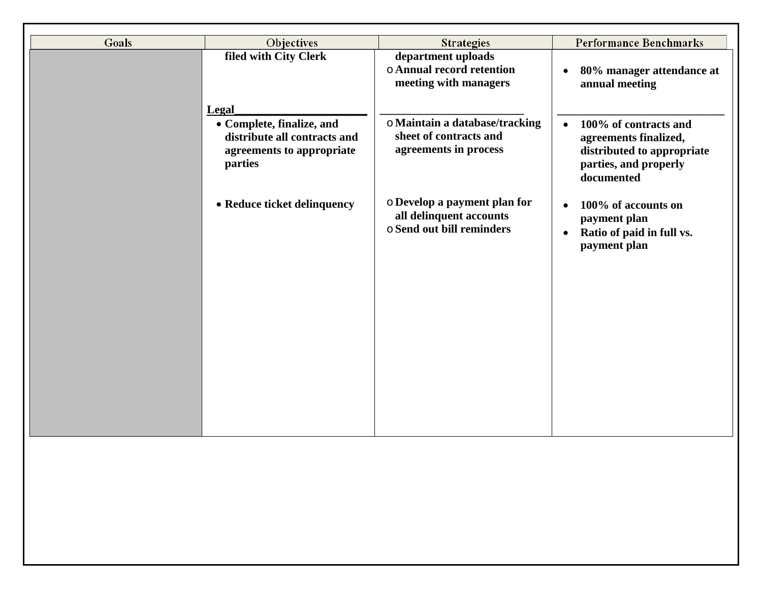| Goals | Objectives | Strategies | Performance Benchmarks |
|---|---|---|---|
| | **filed with City Clerk** | **department uploads**<br>o **Annual record retention meeting with managers** | • **80% manager attendance at annual meeting** |
| | **Legal**<br>• **Complete, finalize, and distribute all contracts and agreements to appropriate parties** | o **Maintain a database/tracking sheet of contracts and agreements in process** | • **100% of contracts and agreements finalized, distributed to appropriate parties, and properly documented** |
| | • **Reduce ticket delinquency** | o **Develop a payment plan for all delinquent accounts**<br>o **Send out bill reminders** | • **100% of accounts on payment plan**<br>• **Ratio of paid in full vs. payment plan** |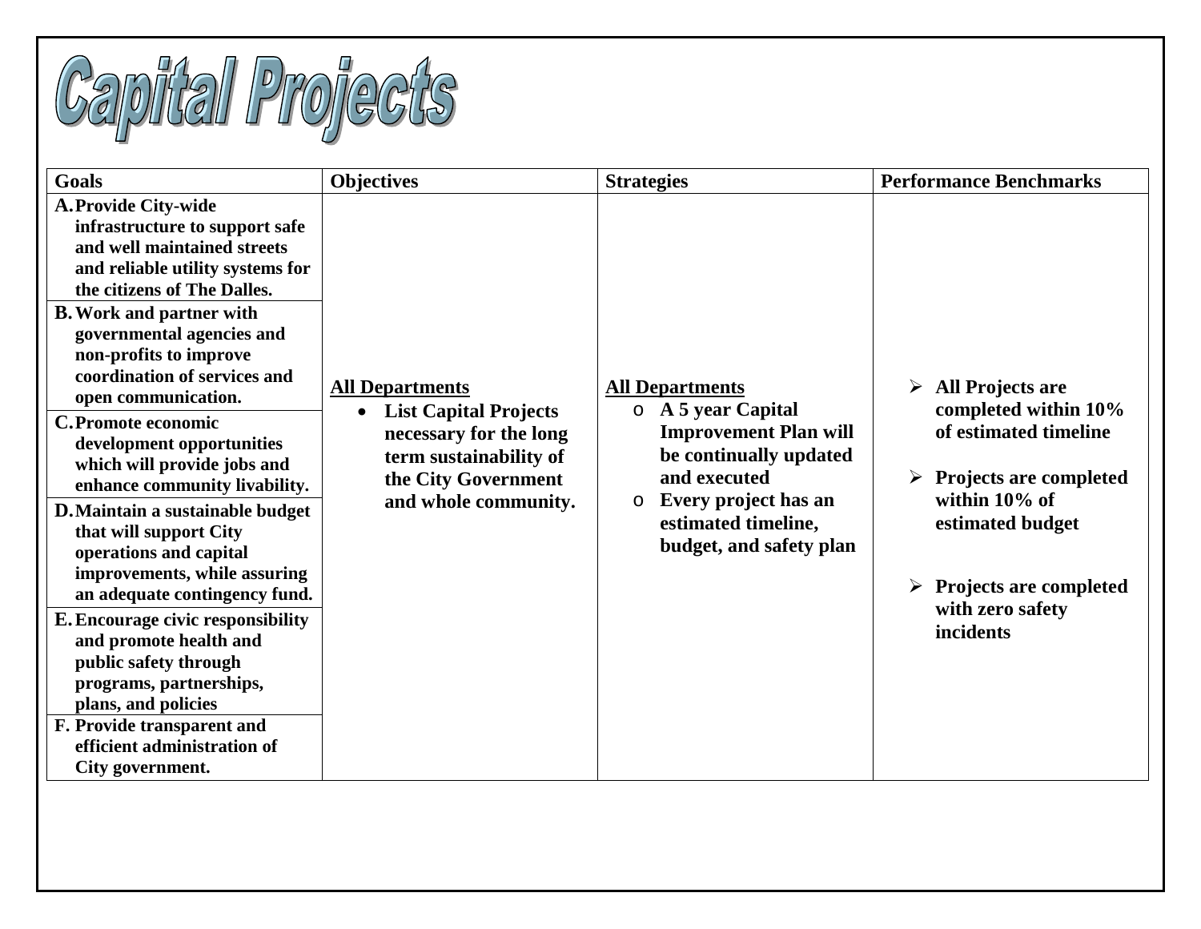# Capital Projects

| Goals | Objectives | Strategies | Performance Benchmarks |
| --- | --- | --- | --- |
| **A. Provide City-wide infrastructure to support safe and well maintained streets and reliable utility systems for the citizens of The Dalles.**<br>**B. Work and partner with governmental agencies and non-profits to improve coordination of services and open communication.**<br>**C. Promote economic development opportunities which will provide jobs and enhance community livability.**<br>**D. Maintain a sustainable budget that will support City operations and capital improvements, while assuring an adequate contingency fund.**<br>**E. Encourage civic responsibility and promote health and public safety through programs, partnerships, plans, and policies**<br>**F. Provide transparent and efficient administration of City government.** | **<u>All Departments</u>**<br>• **List Capital Projects necessary for the long term sustainability of the City Government and whole community.** | **<u>All Departments</u>**<br>o **A 5 year Capital Improvement Plan will be continually updated and executed**<br>o **Every project has an estimated timeline, budget, and safety plan** | ➢ **All Projects are completed within 10% of estimated timeline**<br>➢ **Projects are completed within 10% of estimated budget**<br>➢ **Projects are completed with zero safety incidents** |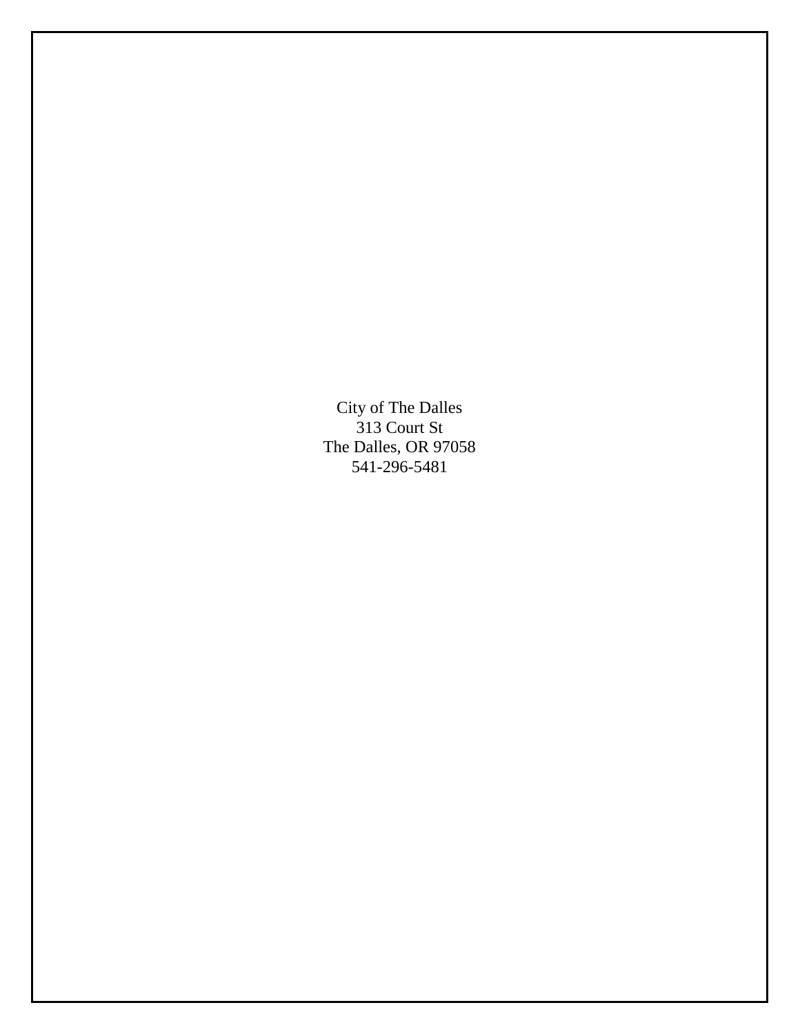City of The Dalles
313 Court St
The Dalles, OR 97058
541-296-5481